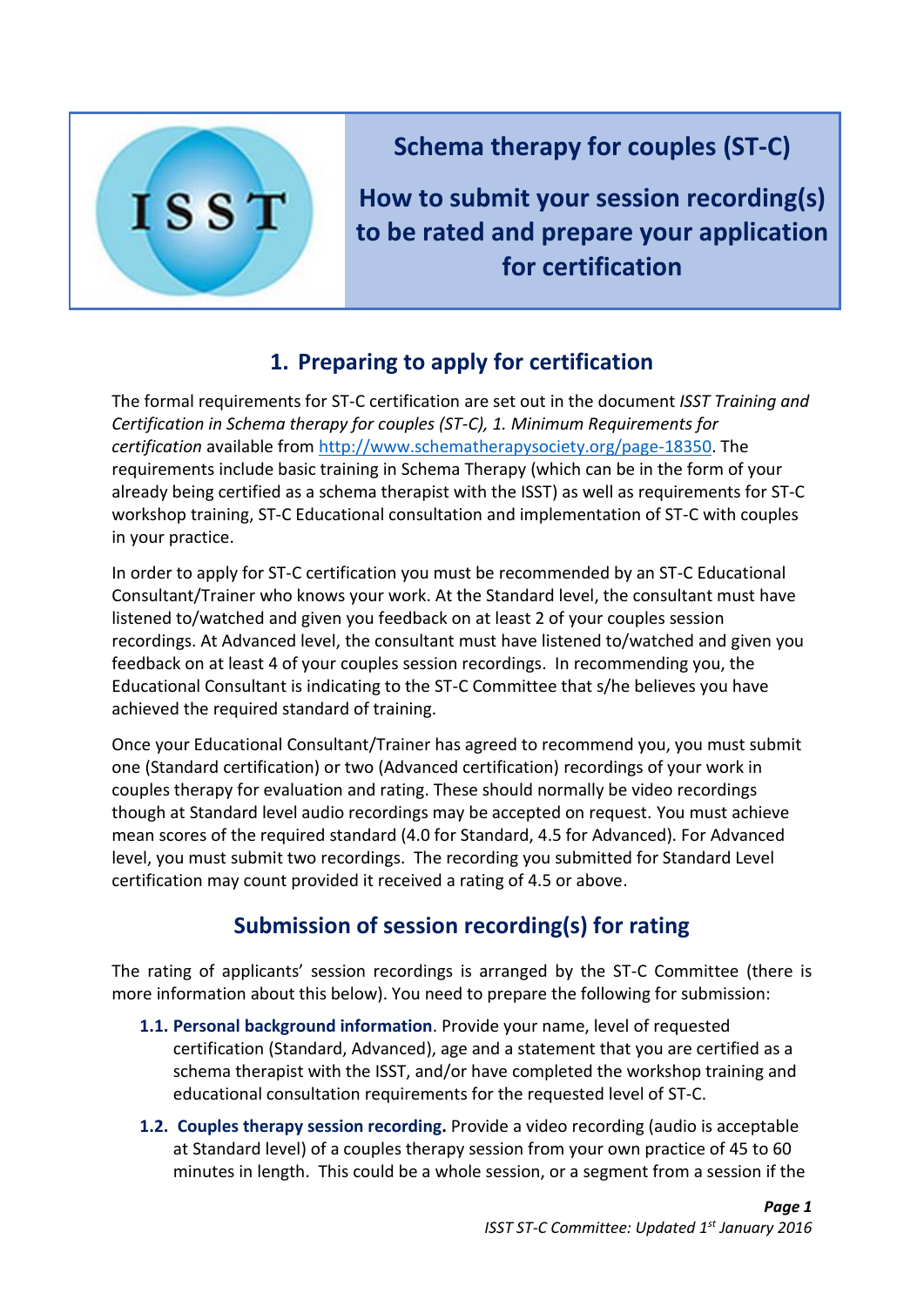# Schema therapy for couples (ST-C)

# How to submit your session recording(s) to be rated and prepare your application for certification

## 1. Preparing to apply for certification

The formal requirements for ST-C certification are set out in the document *ISST Training and Certification in Schema therapy for couples (ST-C), 1. Minimum Requirements for certification* available from [http://www.schematherapysociety.org/page-18350](http://www.schematherapysociety.org/page-18350). The requirements include basic training in Schema Therapy (which can be in the form of your already being certified as a schema therapist with the ISST) as well as requirements for ST-C workshop training, ST-C Educational consultation and implementation of ST-C with couples in your practice.

In order to apply for ST-C certification you must be recommended by an ST-C Educational Consultant/Trainer who knows your work. At the Standard level, the consultant must have listened to/watched and given you feedback on at least 2 of your couples session recordings. At Advanced level, the consultant must have listened to/watched and given you feedback on at least 4 of your couples session recordings. In recommending you, the Educational Consultant is indicating to the ST-C Committee that s/he believes you have achieved the required standard of training.

Once your Educational Consultant/Trainer has agreed to recommend you, you must submit one (Standard certification) or two (Advanced certification) recordings of your work in couples therapy for evaluation and rating. These should normally be video recordings though at Standard level audio recordings may be accepted on request. You must achieve mean scores of the required standard (4.0 for Standard, 4.5 for Advanced). For Advanced level, you must submit two recordings. The recording you submitted for Standard Level certification may count provided it received a rating of 4.5 or above.

## Submission of session recording(s) for rating

The rating of applicants' session recordings is arranged by the ST-C Committee (there is more information about this below). You need to prepare the following for submission:

**1.1. Personal background information**. Provide your name, level of requested certification (Standard, Advanced), age and a statement that you are certified as a schema therapist with the ISST, and/or have completed the workshop training and educational consultation requirements for the requested level of ST-C.

**1.2. Couples therapy session recording.** Provide a video recording (audio is acceptable at Standard level) of a couples therapy session from your own practice of 45 to 60 minutes in length. This could be a whole session, or a segment from a session if the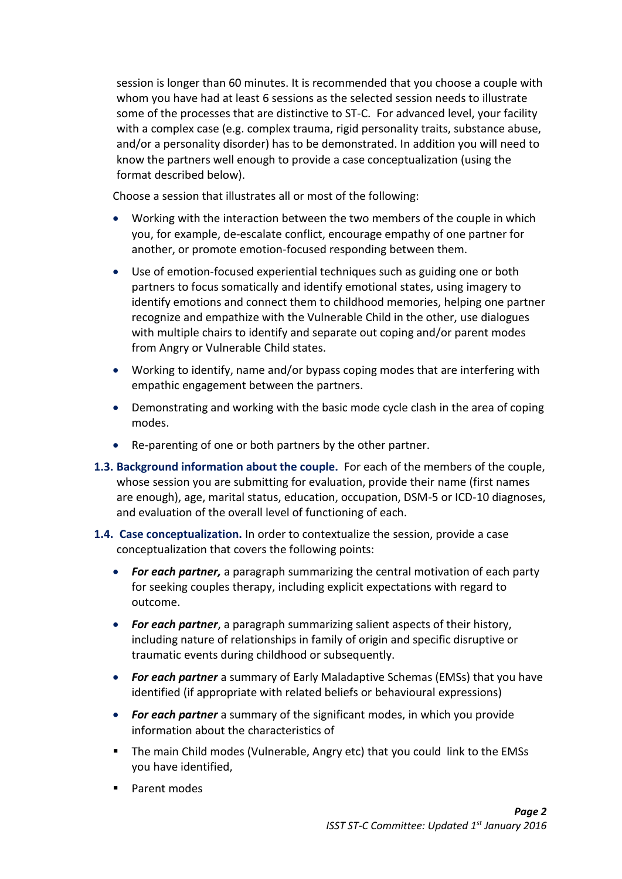session is longer than 60 minutes. It is recommended that you choose a couple with whom you have had at least 6 sessions as the selected session needs to illustrate some of the processes that are distinctive to ST-C. For advanced level, your facility with a complex case (e.g. complex trauma, rigid personality traits, substance abuse, and/or a personality disorder) has to be demonstrated. In addition you will need to know the partners well enough to provide a case conceptualization (using the format described below).

Choose a session that illustrates all or most of the following:

- Working with the interaction between the two members of the couple in which you, for example, de-escalate conflict, encourage empathy of one partner for another, or promote emotion-focused responding between them.
- Use of emotion-focused experiential techniques such as guiding one or both partners to focus somatically and identify emotional states, using imagery to identify emotions and connect them to childhood memories, helping one partner recognize and empathize with the Vulnerable Child in the other, use dialogues with multiple chairs to identify and separate out coping and/or parent modes from Angry or Vulnerable Child states.
- Working to identify, name and/or bypass coping modes that are interfering with empathic engagement between the partners.
- Demonstrating and working with the basic mode cycle clash in the area of coping modes.
- Re-parenting of one or both partners by the other partner.

**1.3. Background information about the couple.** For each of the members of the couple, whose session you are submitting for evaluation, provide their name (first names are enough), age, marital status, education, occupation, DSM-5 or ICD-10 diagnoses, and evaluation of the overall level of functioning of each.

**1.4. Case conceptualization.** In order to contextualize the session, provide a case conceptualization that covers the following points:

- ***For each partner,*** a paragraph summarizing the central motivation of each party for seeking couples therapy, including explicit expectations with regard to outcome.
- ***For each partner***, a paragraph summarizing salient aspects of their history, including nature of relationships in family of origin and specific disruptive or traumatic events during childhood or subsequently.
- ***For each partner*** a summary of Early Maladaptive Schemas (EMSs) that you have identified (if appropriate with related beliefs or behavioural expressions)
- ***For each partner*** a summary of the significant modes, in which you provide information about the characteristics of
  - The main Child modes (Vulnerable, Angry etc) that you could link to the EMSs you have identified,
  - Parent modes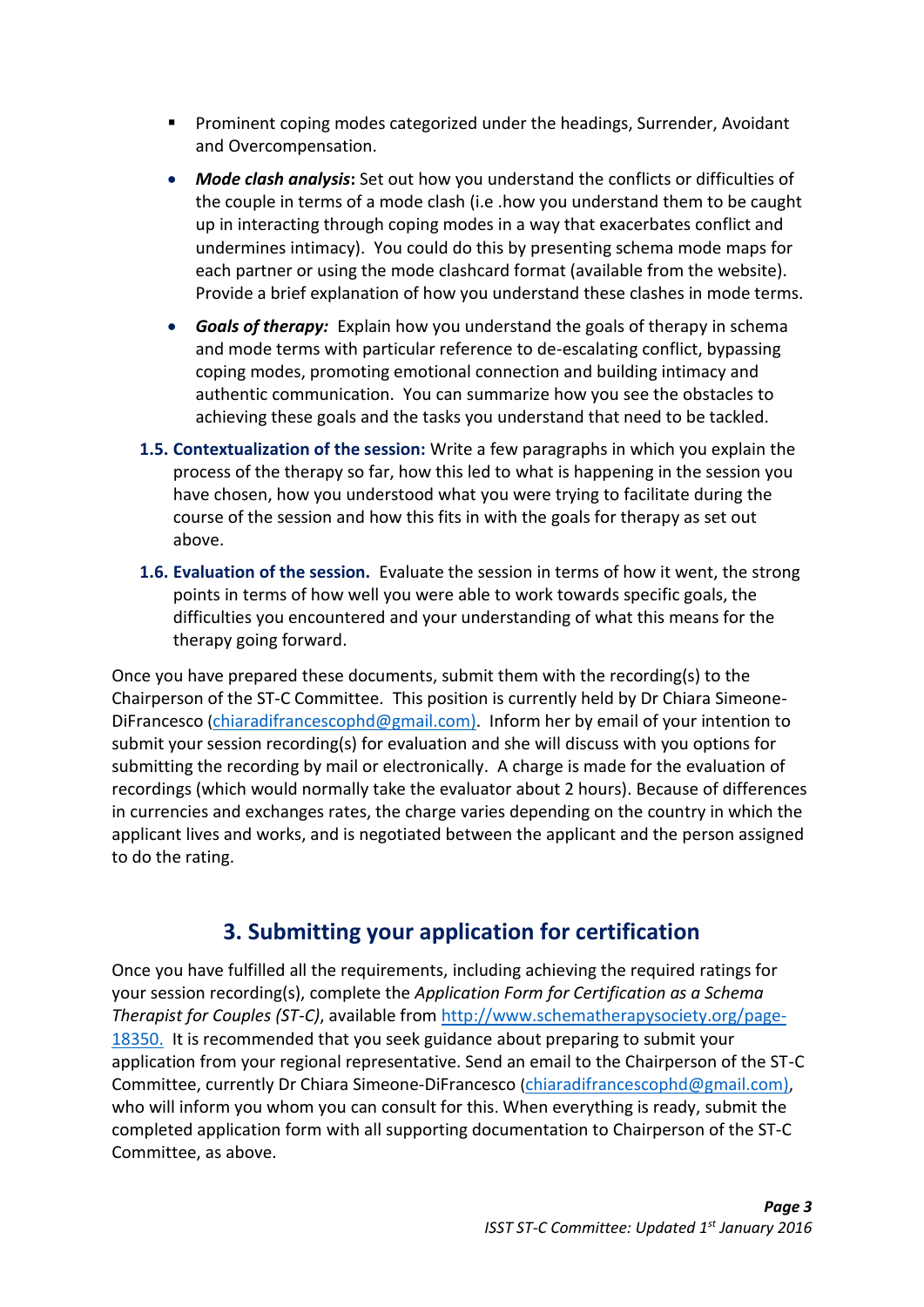- Prominent coping modes categorized under the headings, Surrender, Avoidant and Overcompensation.

- ***Mode clash analysis*:** Set out how you understand the conflicts or difficulties of the couple in terms of a mode clash (i.e .how you understand them to be caught up in interacting through coping modes in a way that exacerbates conflict and undermines intimacy). You could do this by presenting schema mode maps for each partner or using the mode clashcard format (available from the website). Provide a brief explanation of how you understand these clashes in mode terms.

- ***Goals of therapy:*** Explain how you understand the goals of therapy in schema and mode terms with particular reference to de-escalating conflict, bypassing coping modes, promoting emotional connection and building intimacy and authentic communication. You can summarize how you see the obstacles to achieving these goals and the tasks you understand that need to be tackled.

**1.5. Contextualization of the session:** Write a few paragraphs in which you explain the process of the therapy so far, how this led to what is happening in the session you have chosen, how you understood what you were trying to facilitate during the course of the session and how this fits in with the goals for therapy as set out above.

**1.6. Evaluation of the session.** Evaluate the session in terms of how it went, the strong points in terms of how well you were able to work towards specific goals, the difficulties you encountered and your understanding of what this means for the therapy going forward.

Once you have prepared these documents, submit them with the recording(s) to the Chairperson of the ST-C Committee. This position is currently held by Dr Chiara Simeone-DiFrancesco (chiaradifrancescophd@gmail.com). Inform her by email of your intention to submit your session recording(s) for evaluation and she will discuss with you options for submitting the recording by mail or electronically. A charge is made for the evaluation of recordings (which would normally take the evaluator about 2 hours). Because of differences in currencies and exchanges rates, the charge varies depending on the country in which the applicant lives and works, and is negotiated between the applicant and the person assigned to do the rating.

## 3. Submitting your application for certification

Once you have fulfilled all the requirements, including achieving the required ratings for your session recording(s), complete the *Application Form for Certification as a Schema Therapist for Couples (ST-C)*, available from http://www.schematherapysociety.org/page-18350. It is recommended that you seek guidance about preparing to submit your application from your regional representative. Send an email to the Chairperson of the ST-C Committee, currently Dr Chiara Simeone-DiFrancesco (chiaradifrancescophd@gmail.com), who will inform you whom you can consult for this. When everything is ready, submit the completed application form with all supporting documentation to Chairperson of the ST-C Committee, as above.